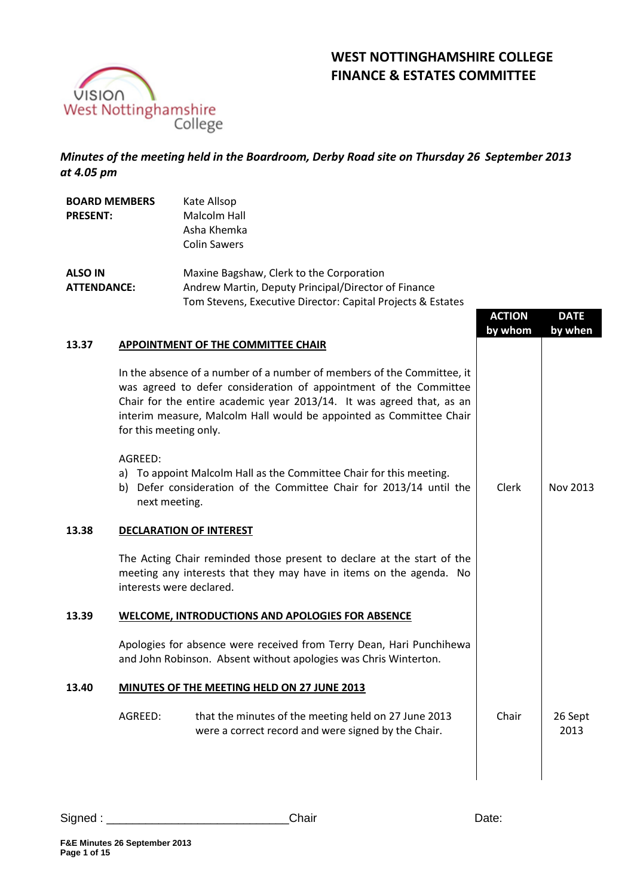# WEST NOTTINGHAMSHIRE COLLEGE
# FINANCE & ESTATES COMMITTEE

***Minutes of the meeting held in the Boardroom, Derby Road site on Thursday 26 September 2013 at 4.05 pm***

| | |
|---|---|
| **BOARD MEMBERS PRESENT:** | Kate Allsop<br>Malcolm Hall<br>Asha Khemka<br>Colin Sawers |
| **ALSO IN ATTENDANCE:** | Maxine Bagshaw, Clerk to the Corporation<br>Andrew Martin, Deputy Principal/Director of Finance<br>Tom Stevens, Executive Director: Capital Projects & Estates |

| | | ACTION by whom | DATE by when |
|---|---|---|---|
| **13.37** | **APPOINTMENT OF THE COMMITTEE CHAIR** | | |
| | In the absence of a number of a number of members of the Committee, it was agreed to defer consideration of appointment of the Committee Chair for the entire academic year 2013/14. It was agreed that, as an interim measure, Malcolm Hall would be appointed as Committee Chair for this meeting only. | | |
| | AGREED:<br>a) To appoint Malcolm Hall as the Committee Chair for this meeting.<br>b) Defer consideration of the Committee Chair for 2013/14 until the next meeting. | Clerk | Nov 2013 |
| **13.38** | **DECLARATION OF INTEREST** | | |
| | The Acting Chair reminded those present to declare at the start of the meeting any interests that they may have in items on the agenda. No interests were declared. | | |
| **13.39** | **WELCOME, INTRODUCTIONS AND APOLOGIES FOR ABSENCE** | | |
| | Apologies for absence were received from Terry Dean, Hari Punchihewa and John Robinson. Absent without apologies was Chris Winterton. | | |
| **13.40** | **MINUTES OF THE MEETING HELD ON 27 JUNE 2013** | | |
| | AGREED: that the minutes of the meeting held on 27 June 2013 were a correct record and were signed by the Chair. | Chair | 26 Sept 2013 |

Signed : ___________________________Chair Date: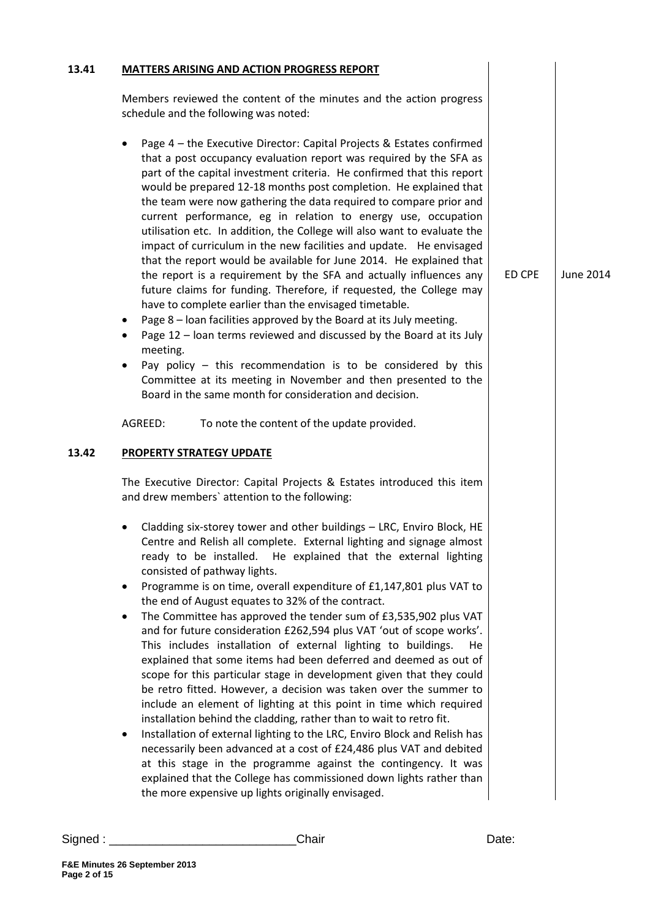## 13.41 MATTERS ARISING AND ACTION PROGRESS REPORT

Members reviewed the content of the minutes and the action progress schedule and the following was noted:

- Page 4 – the Executive Director: Capital Projects & Estates confirmed that a post occupancy evaluation report was required by the SFA as part of the capital investment criteria. He confirmed that this report would be prepared 12-18 months post completion. He explained that the team were now gathering the data required to compare prior and current performance, eg in relation to energy use, occupation utilisation etc. In addition, the College will also want to evaluate the impact of curriculum in the new facilities and update. He envisaged that the report would be available for June 2014. He explained that the report is a requirement by the SFA and actually influences any future claims for funding. Therefore, if requested, the College may have to complete earlier than the envisaged timetable. — ED CPE — June 2014
- Page 8 – loan facilities approved by the Board at its July meeting.
- Page 12 – loan terms reviewed and discussed by the Board at its July meeting.
- Pay policy – this recommendation is to be considered by this Committee at its meeting in November and then presented to the Board in the same month for consideration and decision.

AGREED: To note the content of the update provided.

## 13.42 PROPERTY STRATEGY UPDATE

The Executive Director: Capital Projects & Estates introduced this item and drew members` attention to the following:

- Cladding six-storey tower and other buildings – LRC, Enviro Block, HE Centre and Relish all complete. External lighting and signage almost ready to be installed. He explained that the external lighting consisted of pathway lights.
- Programme is on time, overall expenditure of £1,147,801 plus VAT to the end of August equates to 32% of the contract.
- The Committee has approved the tender sum of £3,535,902 plus VAT and for future consideration £262,594 plus VAT 'out of scope works'. This includes installation of external lighting to buildings. He explained that some items had been deferred and deemed as out of scope for this particular stage in development given that they could be retro fitted. However, a decision was taken over the summer to include an element of lighting at this point in time which required installation behind the cladding, rather than to wait to retro fit.
- Installation of external lighting to the LRC, Enviro Block and Relish has necessarily been advanced at a cost of £24,486 plus VAT and debited at this stage in the programme against the contingency. It was explained that the College has commissioned down lights rather than the more expensive up lights originally envisaged.

Signed : ___________________________Chair Date:

F&E Minutes 26 September 2013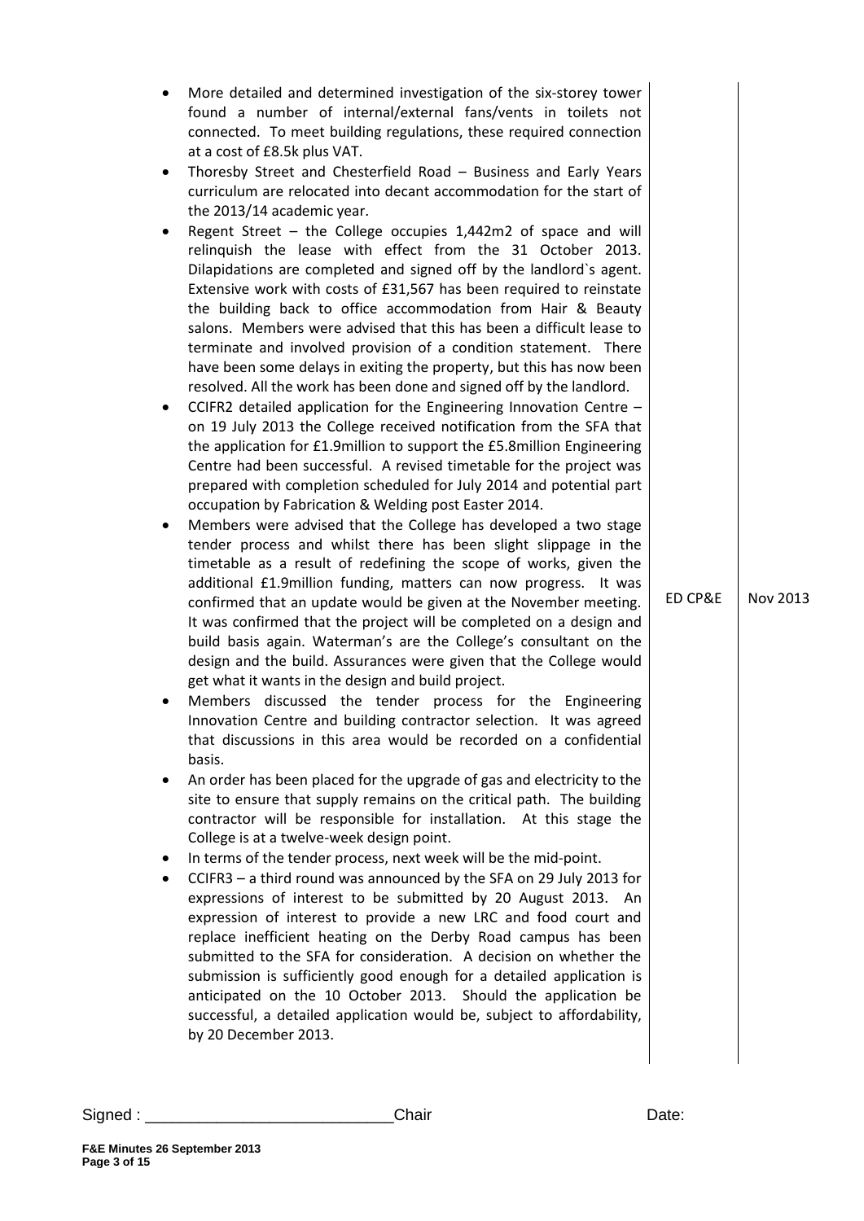| | | |
|---|---|---|
| • More detailed and determined investigation of the six-storey tower found a number of internal/external fans/vents in toilets not connected. To meet building regulations, these required connection at a cost of £8.5k plus VAT.<br>• Thoresby Street and Chesterfield Road – Business and Early Years curriculum are relocated into decant accommodation for the start of the 2013/14 academic year.<br>• Regent Street – the College occupies 1,442m2 of space and will relinquish the lease with effect from the 31 October 2013. Dilapidations are completed and signed off by the landlord`s agent. Extensive work with costs of £31,567 has been required to reinstate the building back to office accommodation from Hair & Beauty salons. Members were advised that this has been a difficult lease to terminate and involved provision of a condition statement. There have been some delays in exiting the property, but this has now been resolved. All the work has been done and signed off by the landlord.<br>• CCIFR2 detailed application for the Engineering Innovation Centre – on 19 July 2013 the College received notification from the SFA that the application for £1.9million to support the £5.8million Engineering Centre had been successful. A revised timetable for the project was prepared with completion scheduled for July 2014 and potential part occupation by Fabrication & Welding post Easter 2014.<br>• Members were advised that the College has developed a two stage tender process and whilst there has been slight slippage in the timetable as a result of redefining the scope of works, given the additional £1.9million funding, matters can now progress. It was confirmed that an update would be given at the November meeting. It was confirmed that the project will be completed on a design and build basis again. Waterman's are the College's consultant on the design and the build. Assurances were given that the College would get what it wants in the design and build project.<br>• Members discussed the tender process for the Engineering Innovation Centre and building contractor selection. It was agreed that discussions in this area would be recorded on a confidential basis.<br>• An order has been placed for the upgrade of gas and electricity to the site to ensure that supply remains on the critical path. The building contractor will be responsible for installation. At this stage the College is at a twelve-week design point.<br>• In terms of the tender process, next week will be the mid-point.<br>• CCIFR3 – a third round was announced by the SFA on 29 July 2013 for expressions of interest to be submitted by 20 August 2013. An expression of interest to provide a new LRC and food court and replace inefficient heating on the Derby Road campus has been submitted to the SFA for consideration. A decision on whether the submission is sufficiently good enough for a detailed application is anticipated on the 10 October 2013. Should the application be successful, a detailed application would be, subject to affordability, by 20 December 2013. | ED CP&E | Nov 2013 |

Signed : ___________________________Chair Date: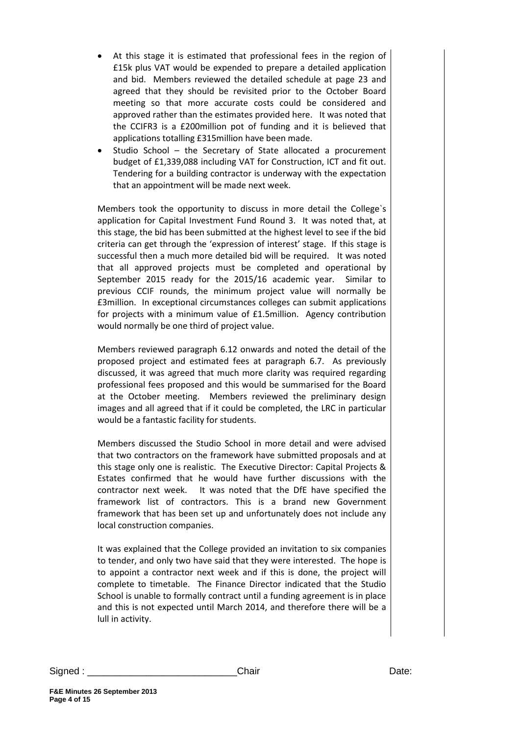- At this stage it is estimated that professional fees in the region of £15k plus VAT would be expended to prepare a detailed application and bid. Members reviewed the detailed schedule at page 23 and agreed that they should be revisited prior to the October Board meeting so that more accurate costs could be considered and approved rather than the estimates provided here. It was noted that the CCIFR3 is a £200million pot of funding and it is believed that applications totalling £315million have been made.
- Studio School – the Secretary of State allocated a procurement budget of £1,339,088 including VAT for Construction, ICT and fit out. Tendering for a building contractor is underway with the expectation that an appointment will be made next week.

Members took the opportunity to discuss in more detail the College`s application for Capital Investment Fund Round 3. It was noted that, at this stage, the bid has been submitted at the highest level to see if the bid criteria can get through the 'expression of interest' stage. If this stage is successful then a much more detailed bid will be required. It was noted that all approved projects must be completed and operational by September 2015 ready for the 2015/16 academic year. Similar to previous CCIF rounds, the minimum project value will normally be £3million. In exceptional circumstances colleges can submit applications for projects with a minimum value of £1.5million. Agency contribution would normally be one third of project value.

Members reviewed paragraph 6.12 onwards and noted the detail of the proposed project and estimated fees at paragraph 6.7. As previously discussed, it was agreed that much more clarity was required regarding professional fees proposed and this would be summarised for the Board at the October meeting. Members reviewed the preliminary design images and all agreed that if it could be completed, the LRC in particular would be a fantastic facility for students.

Members discussed the Studio School in more detail and were advised that two contractors on the framework have submitted proposals and at this stage only one is realistic. The Executive Director: Capital Projects & Estates confirmed that he would have further discussions with the contractor next week. It was noted that the DfE have specified the framework list of contractors. This is a brand new Government framework that has been set up and unfortunately does not include any local construction companies.

It was explained that the College provided an invitation to six companies to tender, and only two have said that they were interested. The hope is to appoint a contractor next week and if this is done, the project will complete to timetable. The Finance Director indicated that the Studio School is unable to formally contract until a funding agreement is in place and this is not expected until March 2014, and therefore there will be a lull in activity.

Signed : ___________________________Chair Date: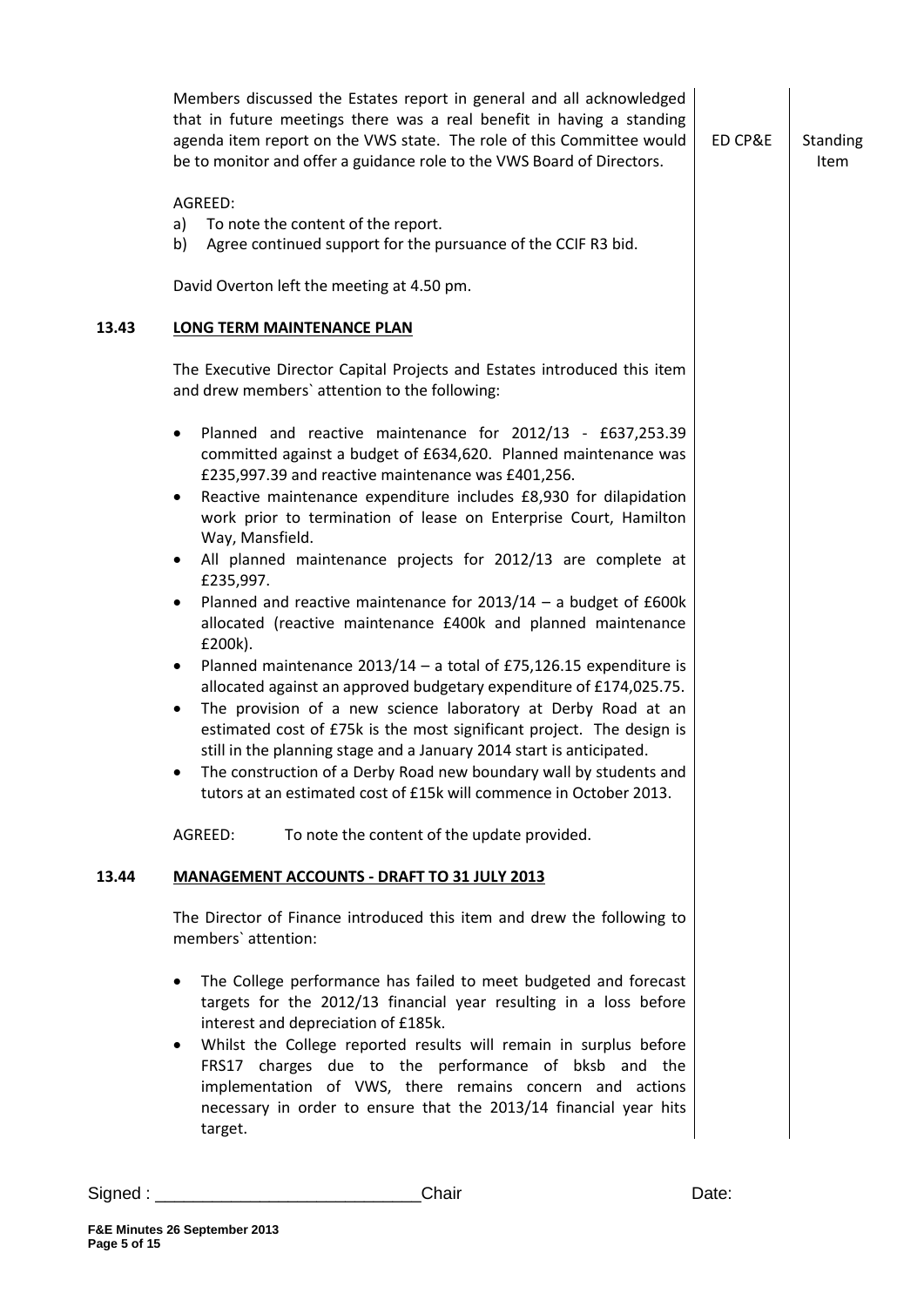Members discussed the Estates report in general and all acknowledged that in future meetings there was a real benefit in having a standing agenda item report on the VWS state. The role of this Committee would be to monitor and offer a guidance role to the VWS Board of Directors. — ED CP&E — Standing Item

AGREED:

a) To note the content of the report.
b) Agree continued support for the pursuance of the CCIF R3 bid.

David Overton left the meeting at 4.50 pm.

## 13.43 LONG TERM MAINTENANCE PLAN

The Executive Director Capital Projects and Estates introduced this item and drew members` attention to the following:

- Planned and reactive maintenance for 2012/13 - £637,253.39 committed against a budget of £634,620. Planned maintenance was £235,997.39 and reactive maintenance was £401,256.
- Reactive maintenance expenditure includes £8,930 for dilapidation work prior to termination of lease on Enterprise Court, Hamilton Way, Mansfield.
- All planned maintenance projects for 2012/13 are complete at £235,997.
- Planned and reactive maintenance for 2013/14 – a budget of £600k allocated (reactive maintenance £400k and planned maintenance £200k).
- Planned maintenance 2013/14 – a total of £75,126.15 expenditure is allocated against an approved budgetary expenditure of £174,025.75.
- The provision of a new science laboratory at Derby Road at an estimated cost of £75k is the most significant project. The design is still in the planning stage and a January 2014 start is anticipated.
- The construction of a Derby Road new boundary wall by students and tutors at an estimated cost of £15k will commence in October 2013.

AGREED: To note the content of the update provided.

## 13.44 MANAGEMENT ACCOUNTS - DRAFT TO 31 JULY 2013

The Director of Finance introduced this item and drew the following to members` attention:

- The College performance has failed to meet budgeted and forecast targets for the 2012/13 financial year resulting in a loss before interest and depreciation of £185k.
- Whilst the College reported results will remain in surplus before FRS17 charges due to the performance of bksb and the implementation of VWS, there remains concern and actions necessary in order to ensure that the 2013/14 financial year hits target.

Signed : \_\_\_\_\_\_\_\_\_\_\_\_\_\_\_\_\_\_\_\_\_\_\_\_\_\_\_\_Chair Date: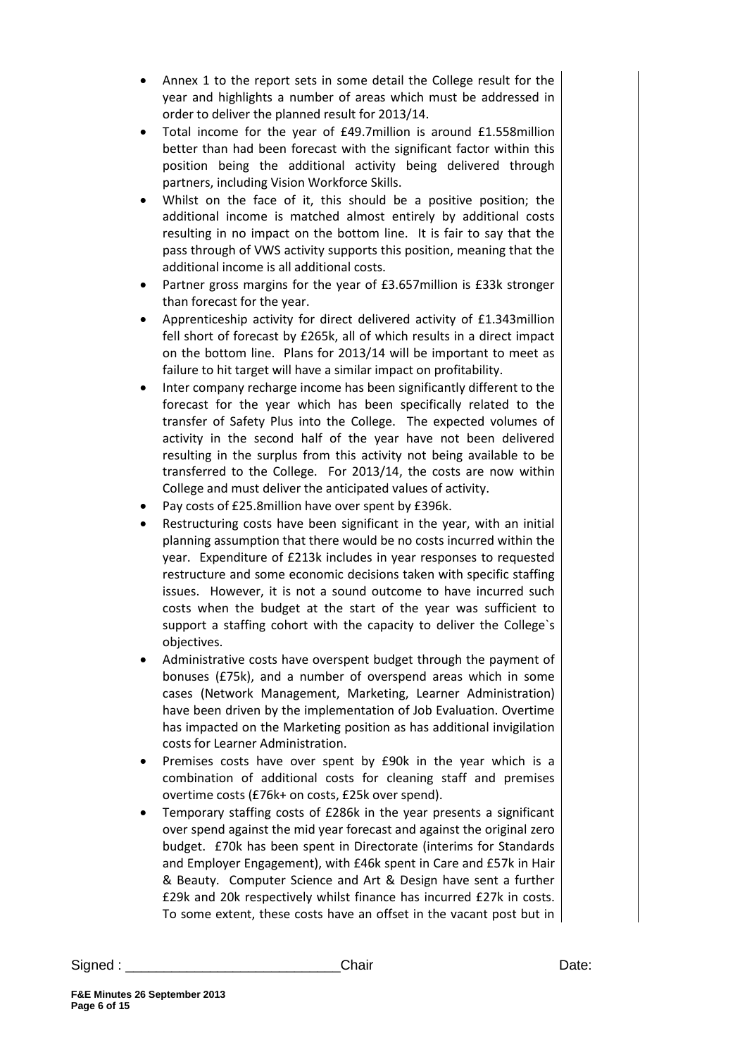- Annex 1 to the report sets in some detail the College result for the year and highlights a number of areas which must be addressed in order to deliver the planned result for 2013/14.
- Total income for the year of £49.7million is around £1.558million better than had been forecast with the significant factor within this position being the additional activity being delivered through partners, including Vision Workforce Skills.
- Whilst on the face of it, this should be a positive position; the additional income is matched almost entirely by additional costs resulting in no impact on the bottom line. It is fair to say that the pass through of VWS activity supports this position, meaning that the additional income is all additional costs.
- Partner gross margins for the year of £3.657million is £33k stronger than forecast for the year.
- Apprenticeship activity for direct delivered activity of £1.343million fell short of forecast by £265k, all of which results in a direct impact on the bottom line. Plans for 2013/14 will be important to meet as failure to hit target will have a similar impact on profitability.
- Inter company recharge income has been significantly different to the forecast for the year which has been specifically related to the transfer of Safety Plus into the College. The expected volumes of activity in the second half of the year have not been delivered resulting in the surplus from this activity not being available to be transferred to the College. For 2013/14, the costs are now within College and must deliver the anticipated values of activity.
- Pay costs of £25.8million have over spent by £396k.
- Restructuring costs have been significant in the year, with an initial planning assumption that there would be no costs incurred within the year. Expenditure of £213k includes in year responses to requested restructure and some economic decisions taken with specific staffing issues. However, it is not a sound outcome to have incurred such costs when the budget at the start of the year was sufficient to support a staffing cohort with the capacity to deliver the College`s objectives.
- Administrative costs have overspent budget through the payment of bonuses (£75k), and a number of overspend areas which in some cases (Network Management, Marketing, Learner Administration) have been driven by the implementation of Job Evaluation. Overtime has impacted on the Marketing position as has additional invigilation costs for Learner Administration.
- Premises costs have over spent by £90k in the year which is a combination of additional costs for cleaning staff and premises overtime costs (£76k+ on costs, £25k over spend).
- Temporary staffing costs of £286k in the year presents a significant over spend against the mid year forecast and against the original zero budget. £70k has been spent in Directorate (interims for Standards and Employer Engagement), with £46k spent in Care and £57k in Hair & Beauty. Computer Science and Art & Design have sent a further £29k and 20k respectively whilst finance has incurred £27k in costs. To some extent, these costs have an offset in the vacant post but in

Signed : ___________________________ Chair Date: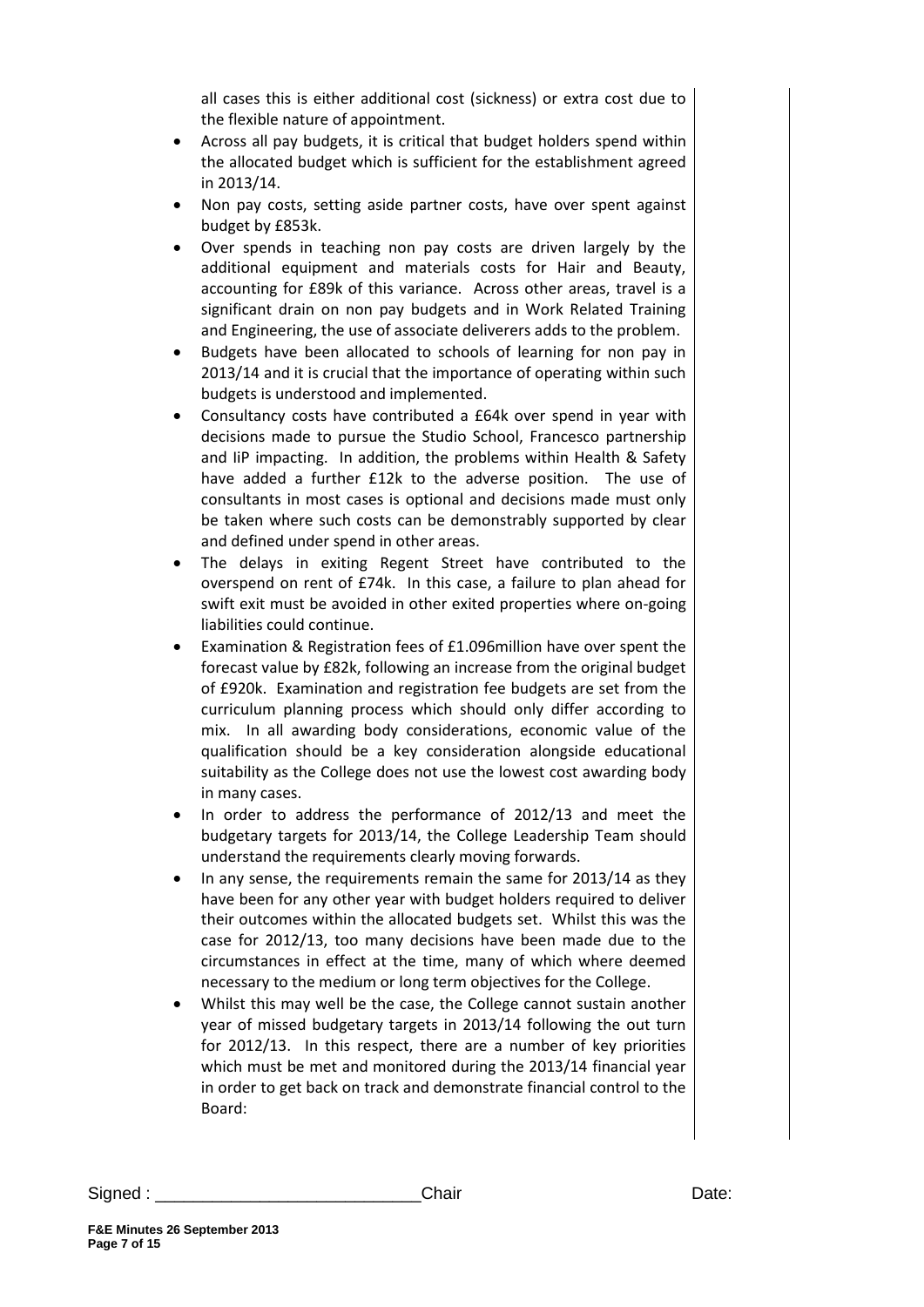all cases this is either additional cost (sickness) or extra cost due to the flexible nature of appointment.

- Across all pay budgets, it is critical that budget holders spend within the allocated budget which is sufficient for the establishment agreed in 2013/14.
- Non pay costs, setting aside partner costs, have over spent against budget by £853k.
- Over spends in teaching non pay costs are driven largely by the additional equipment and materials costs for Hair and Beauty, accounting for £89k of this variance. Across other areas, travel is a significant drain on non pay budgets and in Work Related Training and Engineering, the use of associate deliverers adds to the problem.
- Budgets have been allocated to schools of learning for non pay in 2013/14 and it is crucial that the importance of operating within such budgets is understood and implemented.
- Consultancy costs have contributed a £64k over spend in year with decisions made to pursue the Studio School, Francesco partnership and IiP impacting. In addition, the problems within Health & Safety have added a further £12k to the adverse position. The use of consultants in most cases is optional and decisions made must only be taken where such costs can be demonstrably supported by clear and defined under spend in other areas.
- The delays in exiting Regent Street have contributed to the overspend on rent of £74k. In this case, a failure to plan ahead for swift exit must be avoided in other exited properties where on-going liabilities could continue.
- Examination & Registration fees of £1.096million have over spent the forecast value by £82k, following an increase from the original budget of £920k. Examination and registration fee budgets are set from the curriculum planning process which should only differ according to mix. In all awarding body considerations, economic value of the qualification should be a key consideration alongside educational suitability as the College does not use the lowest cost awarding body in many cases.
- In order to address the performance of 2012/13 and meet the budgetary targets for 2013/14, the College Leadership Team should understand the requirements clearly moving forwards.
- In any sense, the requirements remain the same for 2013/14 as they have been for any other year with budget holders required to deliver their outcomes within the allocated budgets set. Whilst this was the case for 2012/13, too many decisions have been made due to the circumstances in effect at the time, many of which where deemed necessary to the medium or long term objectives for the College.
- Whilst this may well be the case, the College cannot sustain another year of missed budgetary targets in 2013/14 following the out turn for 2012/13. In this respect, there are a number of key priorities which must be met and monitored during the 2013/14 financial year in order to get back on track and demonstrate financial control to the Board:

Signed : ___________________________ Chair Date: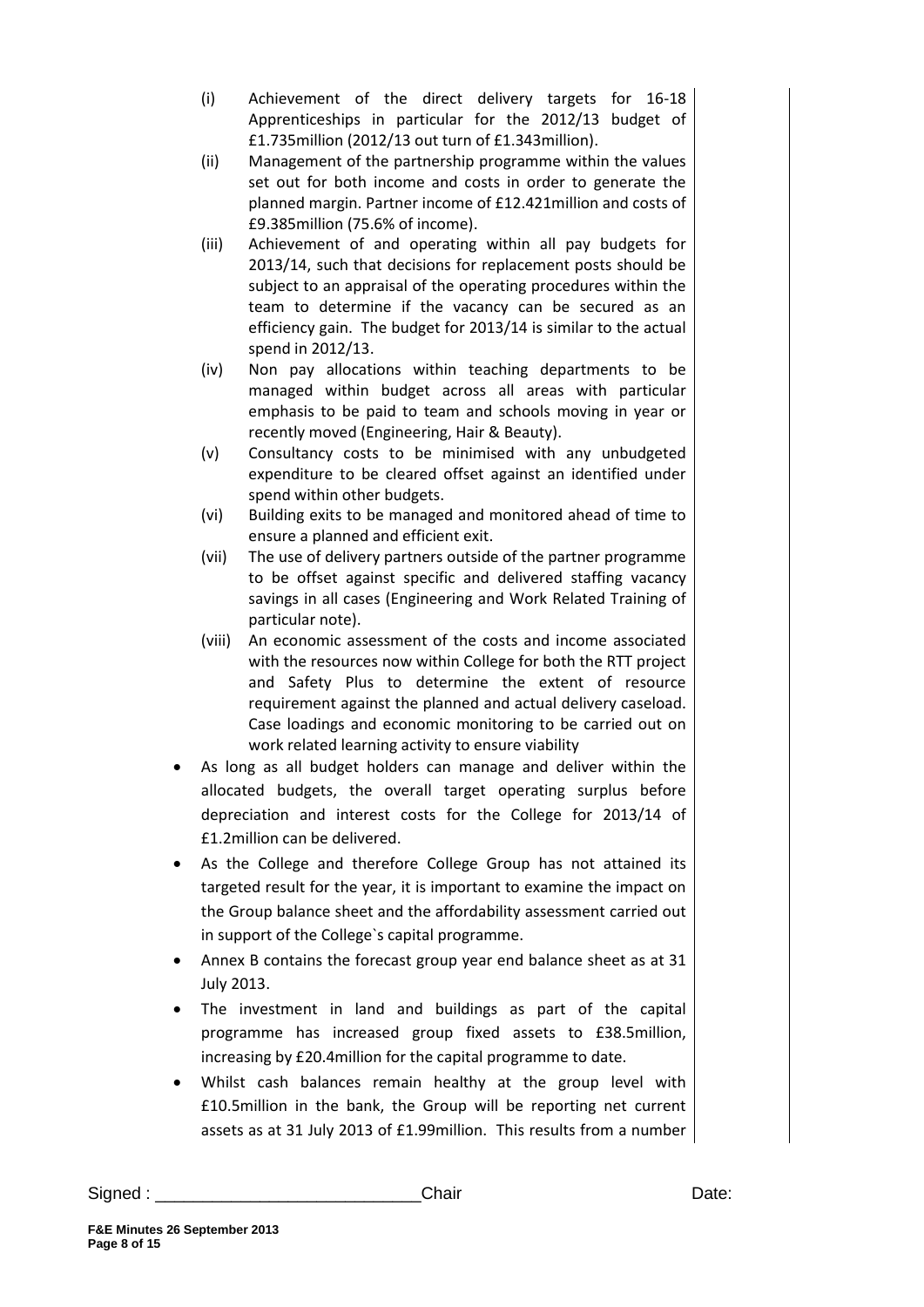(i) Achievement of the direct delivery targets for 16-18 Apprenticeships in particular for the 2012/13 budget of £1.735million (2012/13 out turn of £1.343million).

(ii) Management of the partnership programme within the values set out for both income and costs in order to generate the planned margin. Partner income of £12.421million and costs of £9.385million (75.6% of income).

(iii) Achievement of and operating within all pay budgets for 2013/14, such that decisions for replacement posts should be subject to an appraisal of the operating procedures within the team to determine if the vacancy can be secured as an efficiency gain. The budget for 2013/14 is similar to the actual spend in 2012/13.

(iv) Non pay allocations within teaching departments to be managed within budget across all areas with particular emphasis to be paid to team and schools moving in year or recently moved (Engineering, Hair & Beauty).

(v) Consultancy costs to be minimised with any unbudgeted expenditure to be cleared offset against an identified under spend within other budgets.

(vi) Building exits to be managed and monitored ahead of time to ensure a planned and efficient exit.

(vii) The use of delivery partners outside of the partner programme to be offset against specific and delivered staffing vacancy savings in all cases (Engineering and Work Related Training of particular note).

(viii) An economic assessment of the costs and income associated with the resources now within College for both the RTT project and Safety Plus to determine the extent of resource requirement against the planned and actual delivery caseload. Case loadings and economic monitoring to be carried out on work related learning activity to ensure viability

- As long as all budget holders can manage and deliver within the allocated budgets, the overall target operating surplus before depreciation and interest costs for the College for 2013/14 of £1.2million can be delivered.
- As the College and therefore College Group has not attained its targeted result for the year, it is important to examine the impact on the Group balance sheet and the affordability assessment carried out in support of the College`s capital programme.
- Annex B contains the forecast group year end balance sheet as at 31 July 2013.
- The investment in land and buildings as part of the capital programme has increased group fixed assets to £38.5million, increasing by £20.4million for the capital programme to date.
- Whilst cash balances remain healthy at the group level with £10.5million in the bank, the Group will be reporting net current assets as at 31 July 2013 of £1.99million. This results from a number

Signed : ___________________________ Chair Date: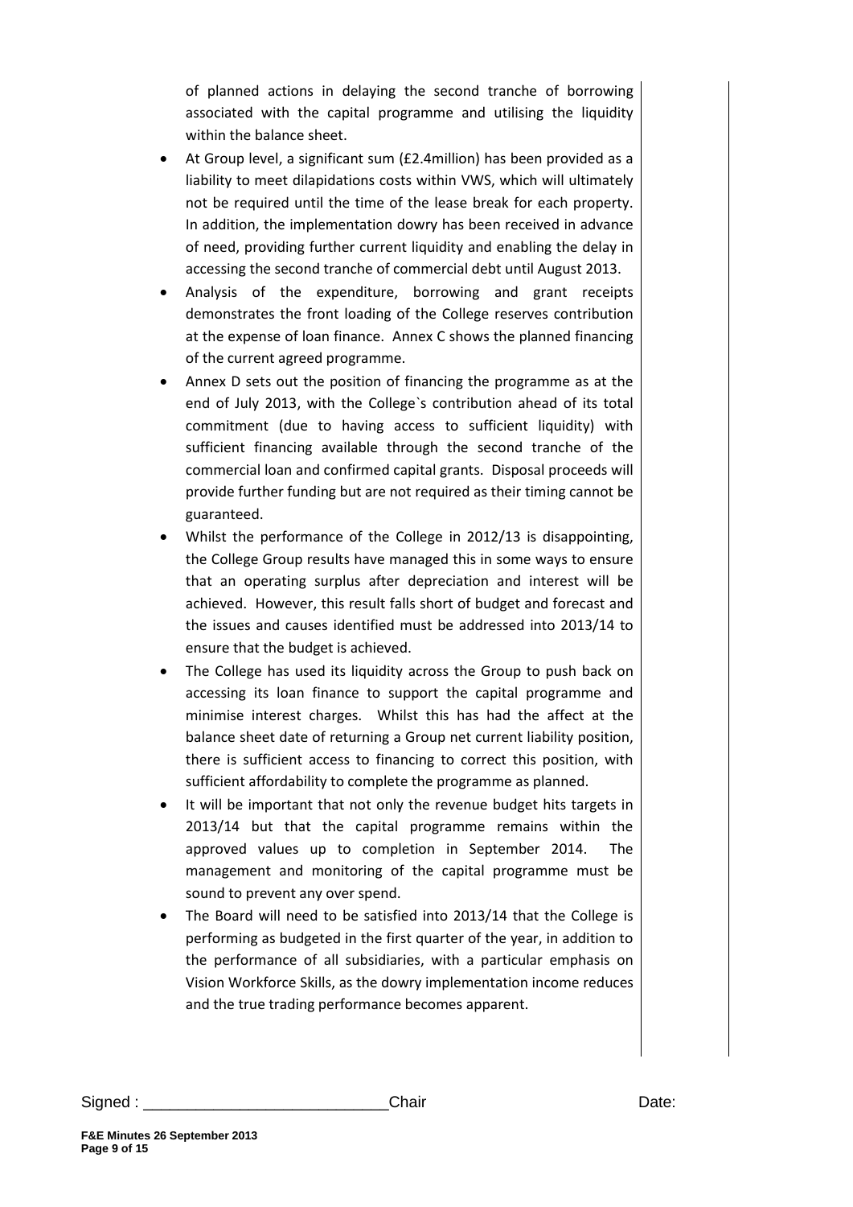of planned actions in delaying the second tranche of borrowing associated with the capital programme and utilising the liquidity within the balance sheet.

- At Group level, a significant sum (£2.4million) has been provided as a liability to meet dilapidations costs within VWS, which will ultimately not be required until the time of the lease break for each property. In addition, the implementation dowry has been received in advance of need, providing further current liquidity and enabling the delay in accessing the second tranche of commercial debt until August 2013.
- Analysis of the expenditure, borrowing and grant receipts demonstrates the front loading of the College reserves contribution at the expense of loan finance. Annex C shows the planned financing of the current agreed programme.
- Annex D sets out the position of financing the programme as at the end of July 2013, with the College`s contribution ahead of its total commitment (due to having access to sufficient liquidity) with sufficient financing available through the second tranche of the commercial loan and confirmed capital grants. Disposal proceeds will provide further funding but are not required as their timing cannot be guaranteed.
- Whilst the performance of the College in 2012/13 is disappointing, the College Group results have managed this in some ways to ensure that an operating surplus after depreciation and interest will be achieved. However, this result falls short of budget and forecast and the issues and causes identified must be addressed into 2013/14 to ensure that the budget is achieved.
- The College has used its liquidity across the Group to push back on accessing its loan finance to support the capital programme and minimise interest charges. Whilst this has had the affect at the balance sheet date of returning a Group net current liability position, there is sufficient access to financing to correct this position, with sufficient affordability to complete the programme as planned.
- It will be important that not only the revenue budget hits targets in 2013/14 but that the capital programme remains within the approved values up to completion in September 2014. The management and monitoring of the capital programme must be sound to prevent any over spend.
- The Board will need to be satisfied into 2013/14 that the College is performing as budgeted in the first quarter of the year, in addition to the performance of all subsidiaries, with a particular emphasis on Vision Workforce Skills, as the dowry implementation income reduces and the true trading performance becomes apparent.

Signed : ___________________________Chair Date:

**F&E Minutes 26 September 2013**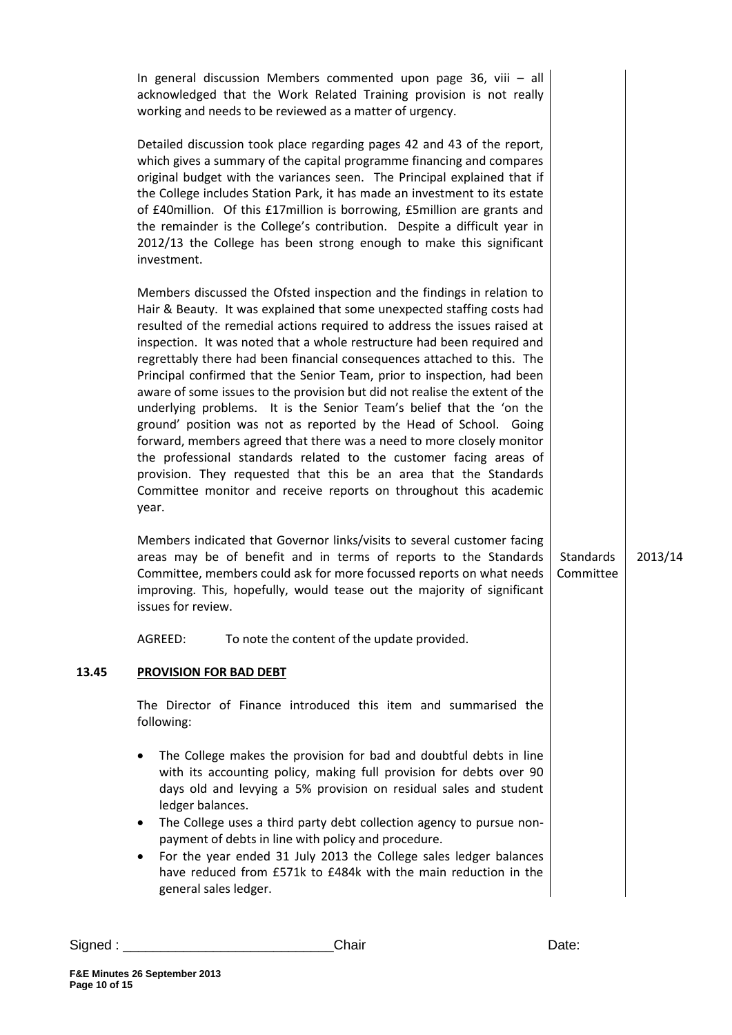In general discussion Members commented upon page 36, viii – all acknowledged that the Work Related Training provision is not really working and needs to be reviewed as a matter of urgency.

Detailed discussion took place regarding pages 42 and 43 of the report, which gives a summary of the capital programme financing and compares original budget with the variances seen. The Principal explained that if the College includes Station Park, it has made an investment to its estate of £40million. Of this £17million is borrowing, £5million are grants and the remainder is the College's contribution. Despite a difficult year in 2012/13 the College has been strong enough to make this significant investment.

Members discussed the Ofsted inspection and the findings in relation to Hair & Beauty. It was explained that some unexpected staffing costs had resulted of the remedial actions required to address the issues raised at inspection. It was noted that a whole restructure had been required and regrettably there had been financial consequences attached to this. The Principal confirmed that the Senior Team, prior to inspection, had been aware of some issues to the provision but did not realise the extent of the underlying problems. It is the Senior Team's belief that the 'on the ground' position was not as reported by the Head of School. Going forward, members agreed that there was a need to more closely monitor the professional standards related to the customer facing areas of provision. They requested that this be an area that the Standards Committee monitor and receive reports on throughout this academic year.

Members indicated that Governor links/visits to several customer facing areas may be of benefit and in terms of reports to the Standards Committee, members could ask for more focussed reports on what needs improving. This, hopefully, would tease out the majority of significant issues for review. | Standards Committee | 2013/14

AGREED: To note the content of the update provided.

## 13.45 PROVISION FOR BAD DEBT

The Director of Finance introduced this item and summarised the following:

- The College makes the provision for bad and doubtful debts in line with its accounting policy, making full provision for debts over 90 days old and levying a 5% provision on residual sales and student ledger balances.
- The College uses a third party debt collection agency to pursue non-payment of debts in line with policy and procedure.
- For the year ended 31 July 2013 the College sales ledger balances have reduced from £571k to £484k with the main reduction in the general sales ledger.

Signed : ____________________________Chair Date: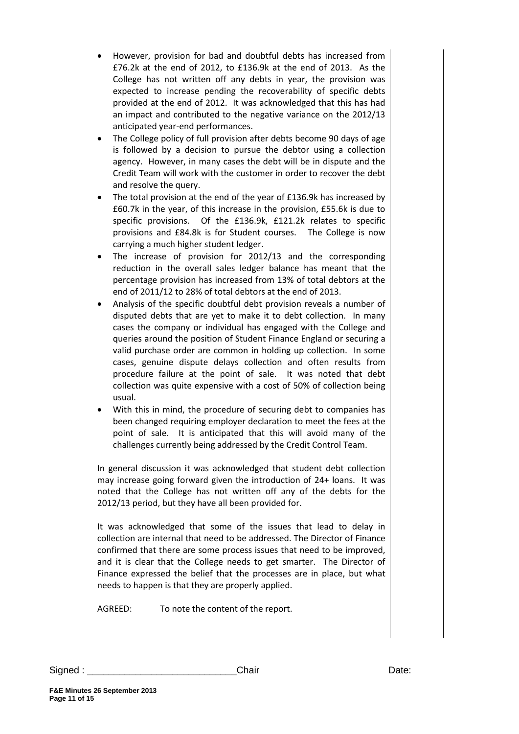- However, provision for bad and doubtful debts has increased from £76.2k at the end of 2012, to £136.9k at the end of 2013. As the College has not written off any debts in year, the provision was expected to increase pending the recoverability of specific debts provided at the end of 2012. It was acknowledged that this has had an impact and contributed to the negative variance on the 2012/13 anticipated year-end performances.
- The College policy of full provision after debts become 90 days of age is followed by a decision to pursue the debtor using a collection agency. However, in many cases the debt will be in dispute and the Credit Team will work with the customer in order to recover the debt and resolve the query.
- The total provision at the end of the year of £136.9k has increased by £60.7k in the year, of this increase in the provision, £55.6k is due to specific provisions. Of the £136.9k, £121.2k relates to specific provisions and £84.8k is for Student courses. The College is now carrying a much higher student ledger.
- The increase of provision for 2012/13 and the corresponding reduction in the overall sales ledger balance has meant that the percentage provision has increased from 13% of total debtors at the end of 2011/12 to 28% of total debtors at the end of 2013.
- Analysis of the specific doubtful debt provision reveals a number of disputed debts that are yet to make it to debt collection. In many cases the company or individual has engaged with the College and queries around the position of Student Finance England or securing a valid purchase order are common in holding up collection. In some cases, genuine dispute delays collection and often results from procedure failure at the point of sale. It was noted that debt collection was quite expensive with a cost of 50% of collection being usual.
- With this in mind, the procedure of securing debt to companies has been changed requiring employer declaration to meet the fees at the point of sale. It is anticipated that this will avoid many of the challenges currently being addressed by the Credit Control Team.

In general discussion it was acknowledged that student debt collection may increase going forward given the introduction of 24+ loans. It was noted that the College has not written off any of the debts for the 2012/13 period, but they have all been provided for.

It was acknowledged that some of the issues that lead to delay in collection are internal that need to be addressed. The Director of Finance confirmed that there are some process issues that need to be improved, and it is clear that the College needs to get smarter. The Director of Finance expressed the belief that the processes are in place, but what needs to happen is that they are properly applied.

AGREED: To note the content of the report.

Signed : ___________________________ Chair Date:

**F&E Minutes 26 September 2013**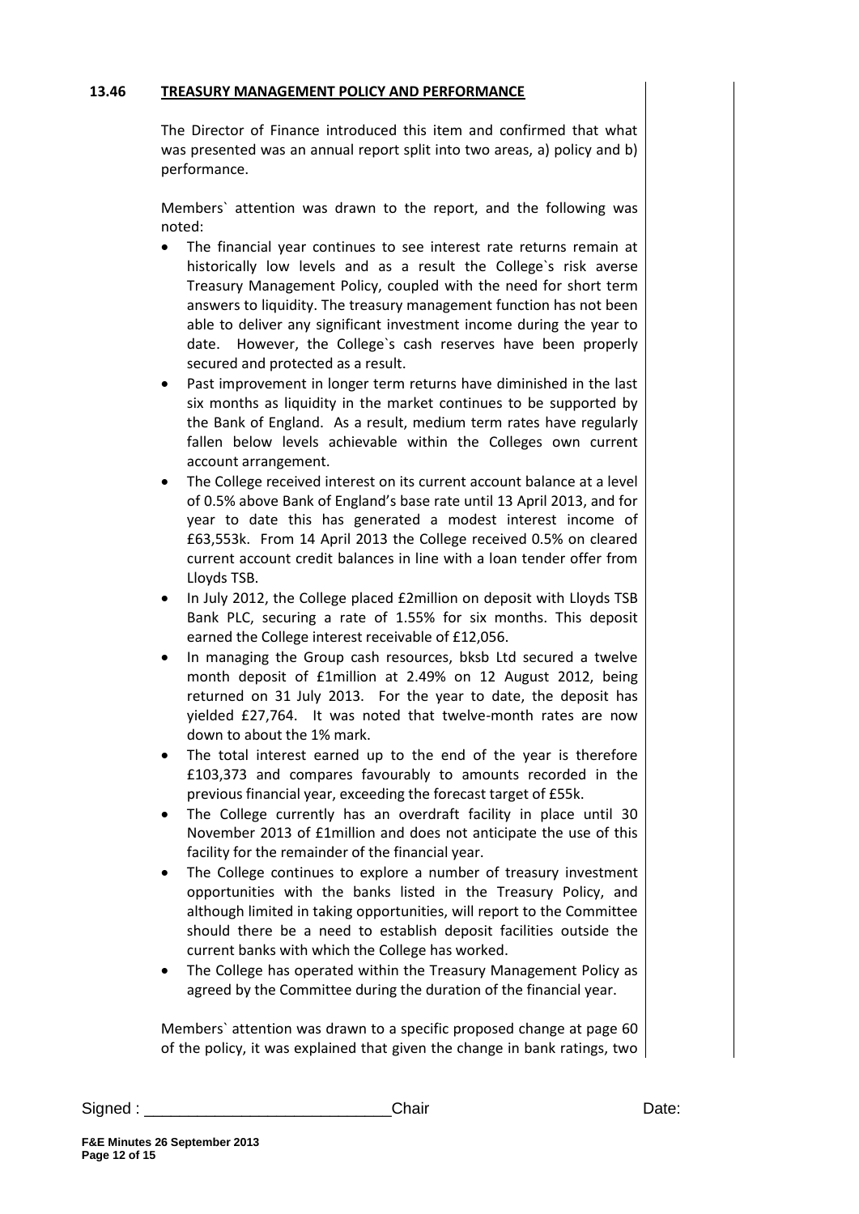**13.46 TREASURY MANAGEMENT POLICY AND PERFORMANCE**

The Director of Finance introduced this item and confirmed that what was presented was an annual report split into two areas, a) policy and b) performance.

Members` attention was drawn to the report, and the following was noted:

- The financial year continues to see interest rate returns remain at historically low levels and as a result the College`s risk averse Treasury Management Policy, coupled with the need for short term answers to liquidity. The treasury management function has not been able to deliver any significant investment income during the year to date. However, the College`s cash reserves have been properly secured and protected as a result.
- Past improvement in longer term returns have diminished in the last six months as liquidity in the market continues to be supported by the Bank of England. As a result, medium term rates have regularly fallen below levels achievable within the Colleges own current account arrangement.
- The College received interest on its current account balance at a level of 0.5% above Bank of England's base rate until 13 April 2013, and for year to date this has generated a modest interest income of £63,553k. From 14 April 2013 the College received 0.5% on cleared current account credit balances in line with a loan tender offer from Lloyds TSB.
- In July 2012, the College placed £2million on deposit with Lloyds TSB Bank PLC, securing a rate of 1.55% for six months. This deposit earned the College interest receivable of £12,056.
- In managing the Group cash resources, bksb Ltd secured a twelve month deposit of £1million at 2.49% on 12 August 2012, being returned on 31 July 2013. For the year to date, the deposit has yielded £27,764. It was noted that twelve-month rates are now down to about the 1% mark.
- The total interest earned up to the end of the year is therefore £103,373 and compares favourably to amounts recorded in the previous financial year, exceeding the forecast target of £55k.
- The College currently has an overdraft facility in place until 30 November 2013 of £1million and does not anticipate the use of this facility for the remainder of the financial year.
- The College continues to explore a number of treasury investment opportunities with the banks listed in the Treasury Policy, and although limited in taking opportunities, will report to the Committee should there be a need to establish deposit facilities outside the current banks with which the College has worked.
- The College has operated within the Treasury Management Policy as agreed by the Committee during the duration of the financial year.

Members` attention was drawn to a specific proposed change at page 60 of the policy, it was explained that given the change in bank ratings, two

Signed : ___________________________Chair Date: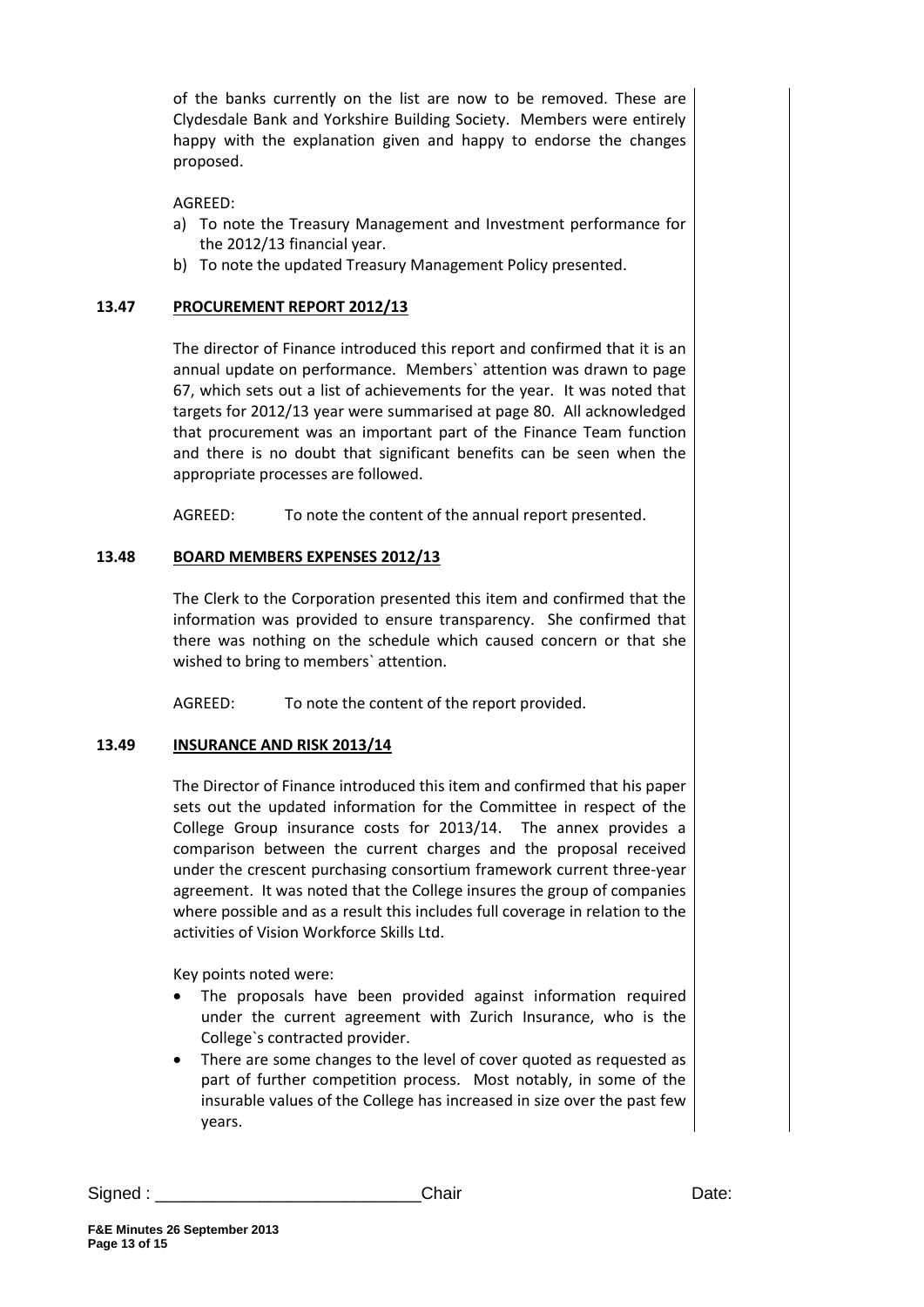of the banks currently on the list are now to be removed. These are Clydesdale Bank and Yorkshire Building Society. Members were entirely happy with the explanation given and happy to endorse the changes proposed.

AGREED:

a) To note the Treasury Management and Investment performance for the 2012/13 financial year.
b) To note the updated Treasury Management Policy presented.

## 13.47 PROCUREMENT REPORT 2012/13

The director of Finance introduced this report and confirmed that it is an annual update on performance. Members` attention was drawn to page 67, which sets out a list of achievements for the year. It was noted that targets for 2012/13 year were summarised at page 80. All acknowledged that procurement was an important part of the Finance Team function and there is no doubt that significant benefits can be seen when the appropriate processes are followed.

AGREED: To note the content of the annual report presented.

## 13.48 BOARD MEMBERS EXPENSES 2012/13

The Clerk to the Corporation presented this item and confirmed that the information was provided to ensure transparency. She confirmed that there was nothing on the schedule which caused concern or that she wished to bring to members` attention.

AGREED: To note the content of the report provided.

## 13.49 INSURANCE AND RISK 2013/14

The Director of Finance introduced this item and confirmed that his paper sets out the updated information for the Committee in respect of the College Group insurance costs for 2013/14. The annex provides a comparison between the current charges and the proposal received under the crescent purchasing consortium framework current three-year agreement. It was noted that the College insures the group of companies where possible and as a result this includes full coverage in relation to the activities of Vision Workforce Skills Ltd.

Key points noted were:

- The proposals have been provided against information required under the current agreement with Zurich Insurance, who is the College`s contracted provider.
- There are some changes to the level of cover quoted as requested as part of further competition process. Most notably, in some of the insurable values of the College has increased in size over the past few years.

Signed : ____________________________Chair Date: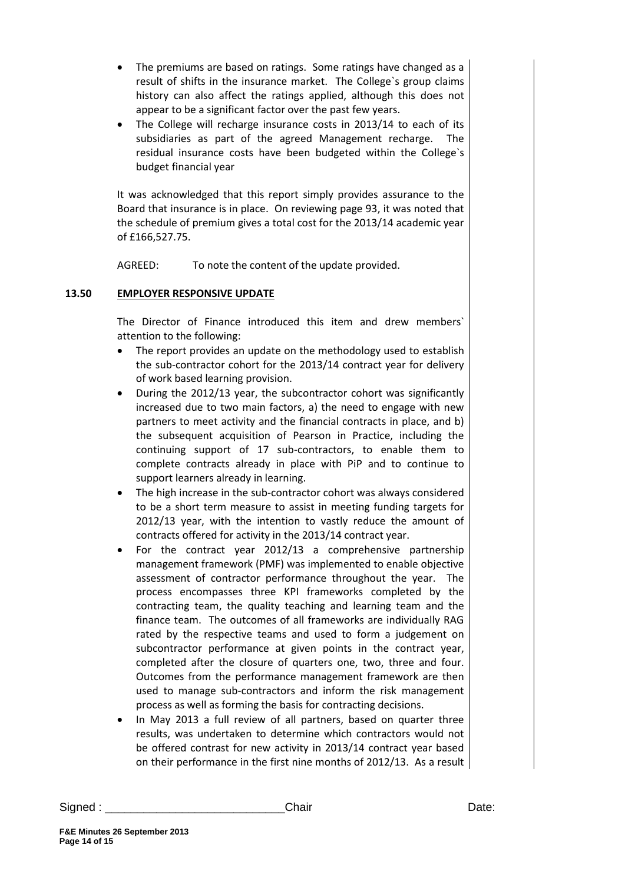- The premiums are based on ratings. Some ratings have changed as a result of shifts in the insurance market. The College`s group claims history can also affect the ratings applied, although this does not appear to be a significant factor over the past few years.
- The College will recharge insurance costs in 2013/14 to each of its subsidiaries as part of the agreed Management recharge. The residual insurance costs have been budgeted within the College`s budget financial year

It was acknowledged that this report simply provides assurance to the Board that insurance is in place. On reviewing page 93, it was noted that the schedule of premium gives a total cost for the 2013/14 academic year of £166,527.75.

AGREED: To note the content of the update provided.

**13.50 EMPLOYER RESPONSIVE UPDATE**

The Director of Finance introduced this item and drew members` attention to the following:

- The report provides an update on the methodology used to establish the sub-contractor cohort for the 2013/14 contract year for delivery of work based learning provision.
- During the 2012/13 year, the subcontractor cohort was significantly increased due to two main factors, a) the need to engage with new partners to meet activity and the financial contracts in place, and b) the subsequent acquisition of Pearson in Practice, including the continuing support of 17 sub-contractors, to enable them to complete contracts already in place with PiP and to continue to support learners already in learning.
- The high increase in the sub-contractor cohort was always considered to be a short term measure to assist in meeting funding targets for 2012/13 year, with the intention to vastly reduce the amount of contracts offered for activity in the 2013/14 contract year.
- For the contract year 2012/13 a comprehensive partnership management framework (PMF) was implemented to enable objective assessment of contractor performance throughout the year. The process encompasses three KPI frameworks completed by the contracting team, the quality teaching and learning team and the finance team. The outcomes of all frameworks are individually RAG rated by the respective teams and used to form a judgement on subcontractor performance at given points in the contract year, completed after the closure of quarters one, two, three and four. Outcomes from the performance management framework are then used to manage sub-contractors and inform the risk management process as well as forming the basis for contracting decisions.
- In May 2013 a full review of all partners, based on quarter three results, was undertaken to determine which contractors would not be offered contrast for new activity in 2013/14 contract year based on their performance in the first nine months of 2012/13. As a result

Signed : ___________________________Chair Date: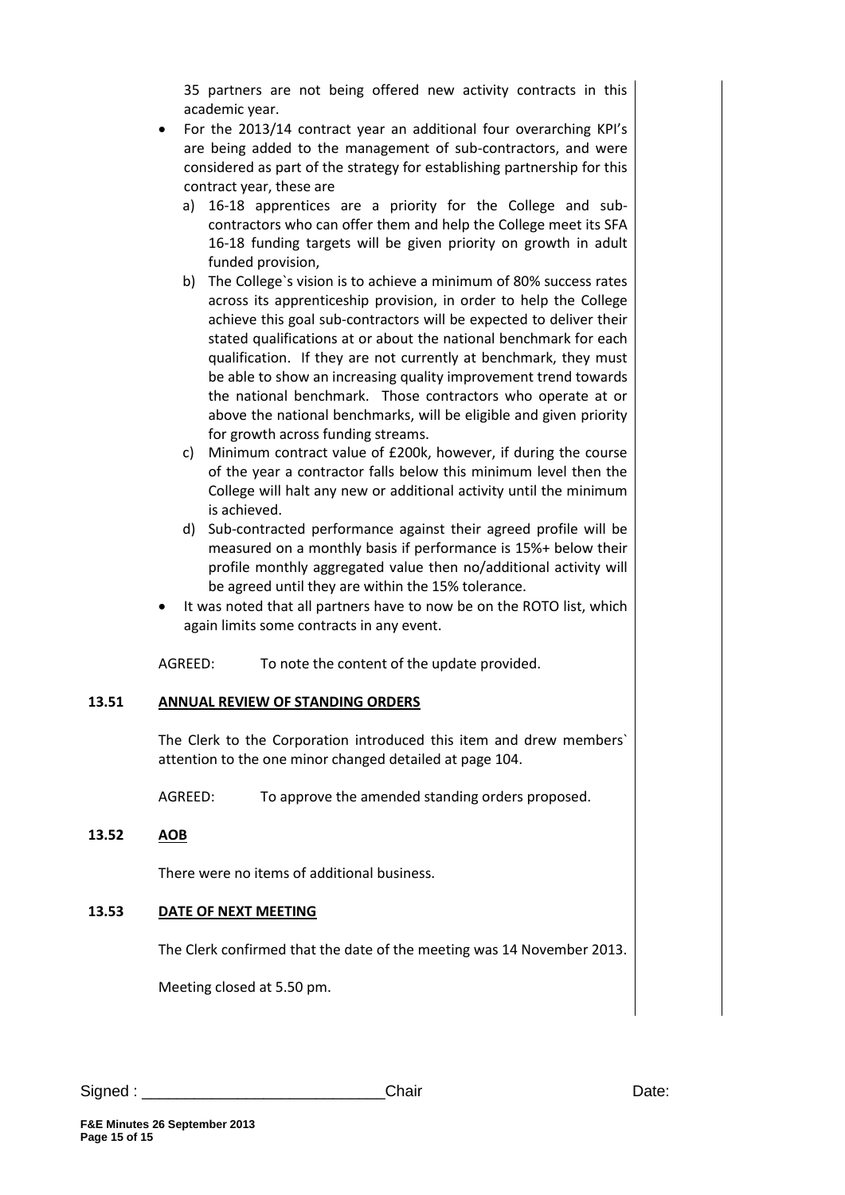35 partners are not being offered new activity contracts in this academic year.

- For the 2013/14 contract year an additional four overarching KPI's are being added to the management of sub-contractors, and were considered as part of the strategy for establishing partnership for this contract year, these are
  a) 16-18 apprentices are a priority for the College and sub-contractors who can offer them and help the College meet its SFA 16-18 funding targets will be given priority on growth in adult funded provision,
  b) The College`s vision is to achieve a minimum of 80% success rates across its apprenticeship provision, in order to help the College achieve this goal sub-contractors will be expected to deliver their stated qualifications at or about the national benchmark for each qualification. If they are not currently at benchmark, they must be able to show an increasing quality improvement trend towards the national benchmark. Those contractors who operate at or above the national benchmarks, will be eligible and given priority for growth across funding streams.
  c) Minimum contract value of £200k, however, if during the course of the year a contractor falls below this minimum level then the College will halt any new or additional activity until the minimum is achieved.
  d) Sub-contracted performance against their agreed profile will be measured on a monthly basis if performance is 15%+ below their profile monthly aggregated value then no/additional activity will be agreed until they are within the 15% tolerance.
- It was noted that all partners have to now be on the ROTO list, which again limits some contracts in any event.

AGREED: To note the content of the update provided.

**13.51 ANNUAL REVIEW OF STANDING ORDERS**

The Clerk to the Corporation introduced this item and drew members` attention to the one minor changed detailed at page 104.

AGREED: To approve the amended standing orders proposed.

**13.52 AOB**

There were no items of additional business.

**13.53 DATE OF NEXT MEETING**

The Clerk confirmed that the date of the meeting was 14 November 2013.

Meeting closed at 5.50 pm.

Signed : ____________________________ Chair Date: